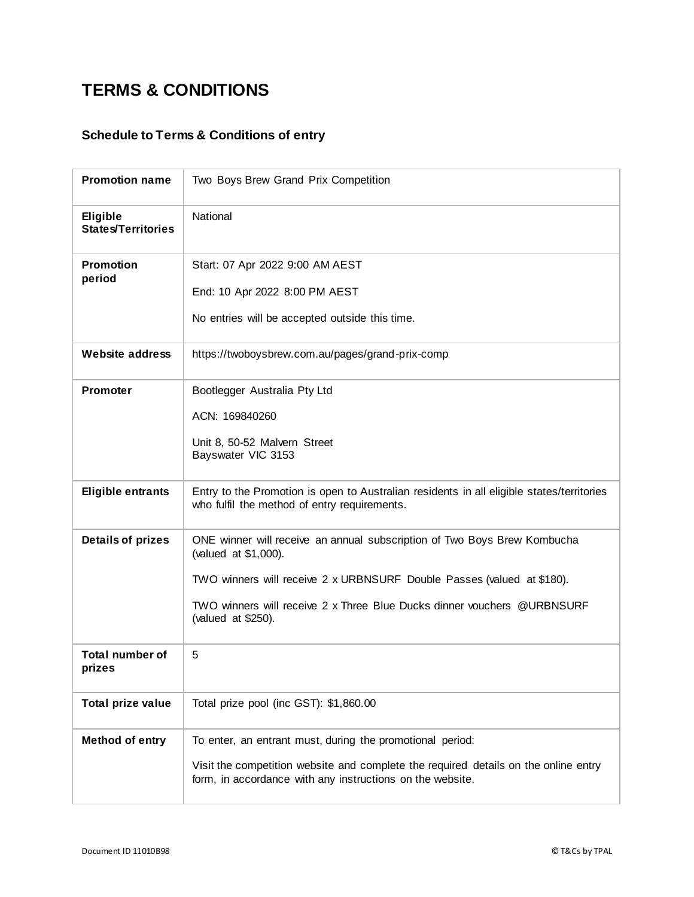# TERMS & CONDITIONS

## Schedule to Terms & Conditions of entry

| | |
|---|---|
| **Promotion name** | Two Boys Brew Grand Prix Competition |
| **Eligible States/Territories** | National |
| **Promotion period** | Start: 07 Apr 2022 9:00 AM AEST<br><br>End: 10 Apr 2022 8:00 PM AEST<br><br>No entries will be accepted outside this time. |
| **Website address** | https://twoboysbrew.com.au/pages/grand-prix-comp |
| **Promoter** | Bootlegger Australia Pty Ltd<br><br>ACN: 169840260<br><br>Unit 8, 50-52 Malvern Street<br>Bayswater VIC 3153 |
| **Eligible entrants** | Entry to the Promotion is open to Australian residents in all eligible states/territories who fulfil the method of entry requirements. |
| **Details of prizes** | ONE winner will receive an annual subscription of Two Boys Brew Kombucha (valued at $1,000).<br><br>TWO winners will receive 2 x URBNSURF Double Passes (valued at $180).<br><br>TWO winners will receive 2 x Three Blue Ducks dinner vouchers @URBNSURF (valued at $250). |
| **Total number of prizes** | 5 |
| **Total prize value** | Total prize pool (inc GST): $1,860.00 |
| **Method of entry** | To enter, an entrant must, during the promotional period:<br><br>Visit the competition website and complete the required details on the online entry form, in accordance with any instructions on the website. |

Document ID 11010B98 © T&Cs by TPAL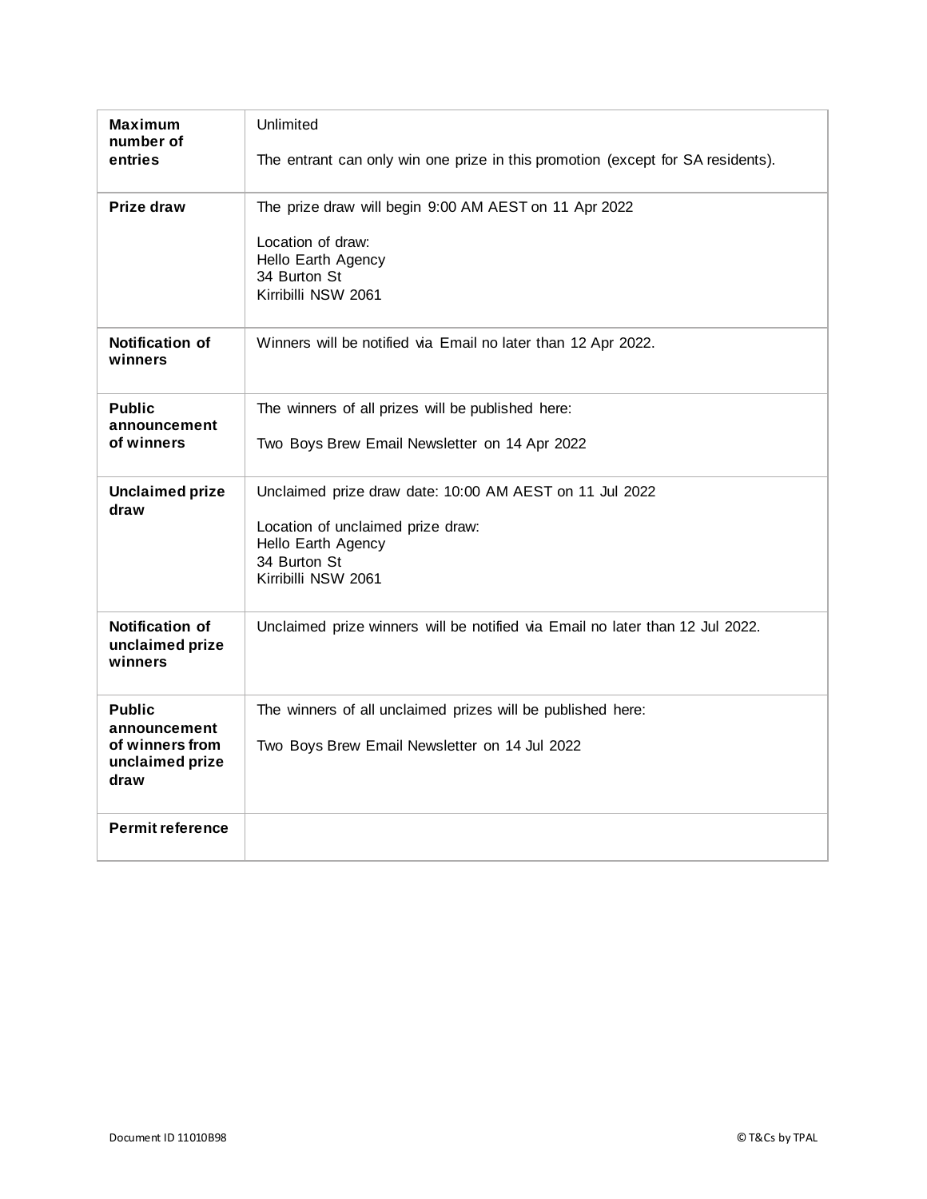| | |
|---|---|
| **Maximum number of entries** | Unlimited<br><br>The entrant can only win one prize in this promotion (except for SA residents). |
| **Prize draw** | The prize draw will begin 9:00 AM AEST on 11 Apr 2022<br><br>Location of draw:<br>Hello Earth Agency<br>34 Burton St<br>Kirribilli NSW 2061 |
| **Notification of winners** | Winners will be notified via Email no later than 12 Apr 2022. |
| **Public announcement of winners** | The winners of all prizes will be published here:<br><br>Two Boys Brew Email Newsletter on 14 Apr 2022 |
| **Unclaimed prize draw** | Unclaimed prize draw date: 10:00 AM AEST on 11 Jul 2022<br><br>Location of unclaimed prize draw:<br>Hello Earth Agency<br>34 Burton St<br>Kirribilli NSW 2061 |
| **Notification of unclaimed prize winners** | Unclaimed prize winners will be notified via Email no later than 12 Jul 2022. |
| **Public announcement of winners from unclaimed prize draw** | The winners of all unclaimed prizes will be published here:<br><br>Two Boys Brew Email Newsletter on 14 Jul 2022 |
| **Permit reference** | |

Document ID 11010B98

© T&Cs by TPAL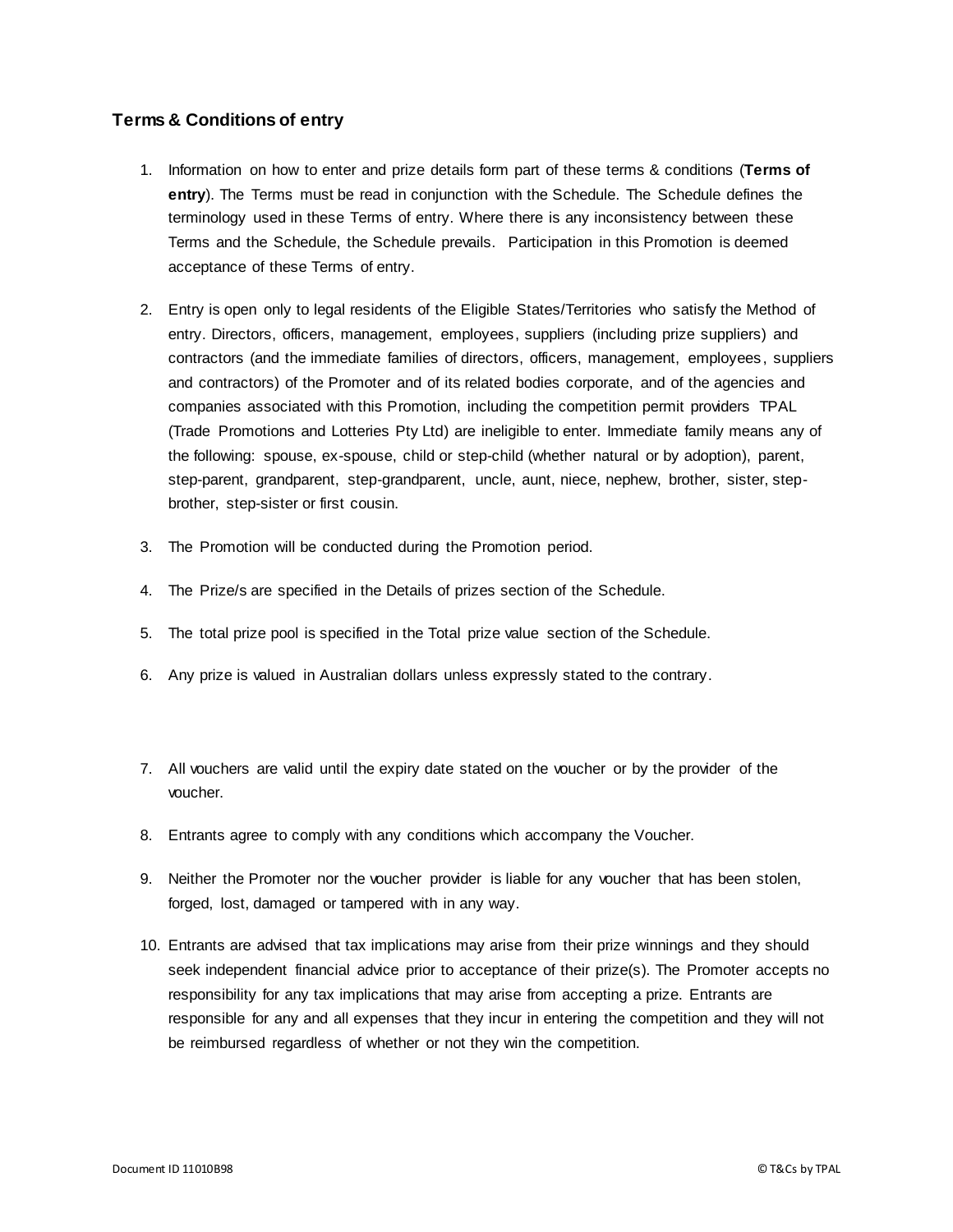## Terms & Conditions of entry

1. Information on how to enter and prize details form part of these terms & conditions (**Terms of entry**). The Terms must be read in conjunction with the Schedule. The Schedule defines the terminology used in these Terms of entry. Where there is any inconsistency between these Terms and the Schedule, the Schedule prevails. Participation in this Promotion is deemed acceptance of these Terms of entry.

2. Entry is open only to legal residents of the Eligible States/Territories who satisfy the Method of entry. Directors, officers, management, employees, suppliers (including prize suppliers) and contractors (and the immediate families of directors, officers, management, employees, suppliers and contractors) of the Promoter and of its related bodies corporate, and of the agencies and companies associated with this Promotion, including the competition permit providers TPAL (Trade Promotions and Lotteries Pty Ltd) are ineligible to enter. Immediate family means any of the following: spouse, ex-spouse, child or step-child (whether natural or by adoption), parent, step-parent, grandparent, step-grandparent, uncle, aunt, niece, nephew, brother, sister, step-brother, step-sister or first cousin.

3. The Promotion will be conducted during the Promotion period.

4. The Prize/s are specified in the Details of prizes section of the Schedule.

5. The total prize pool is specified in the Total prize value section of the Schedule.

6. Any prize is valued in Australian dollars unless expressly stated to the contrary.

7. All vouchers are valid until the expiry date stated on the voucher or by the provider of the voucher.

8. Entrants agree to comply with any conditions which accompany the Voucher.

9. Neither the Promoter nor the voucher provider is liable for any voucher that has been stolen, forged, lost, damaged or tampered with in any way.

10. Entrants are advised that tax implications may arise from their prize winnings and they should seek independent financial advice prior to acceptance of their prize(s). The Promoter accepts no responsibility for any tax implications that may arise from accepting a prize. Entrants are responsible for any and all expenses that they incur in entering the competition and they will not be reimbursed regardless of whether or not they win the competition.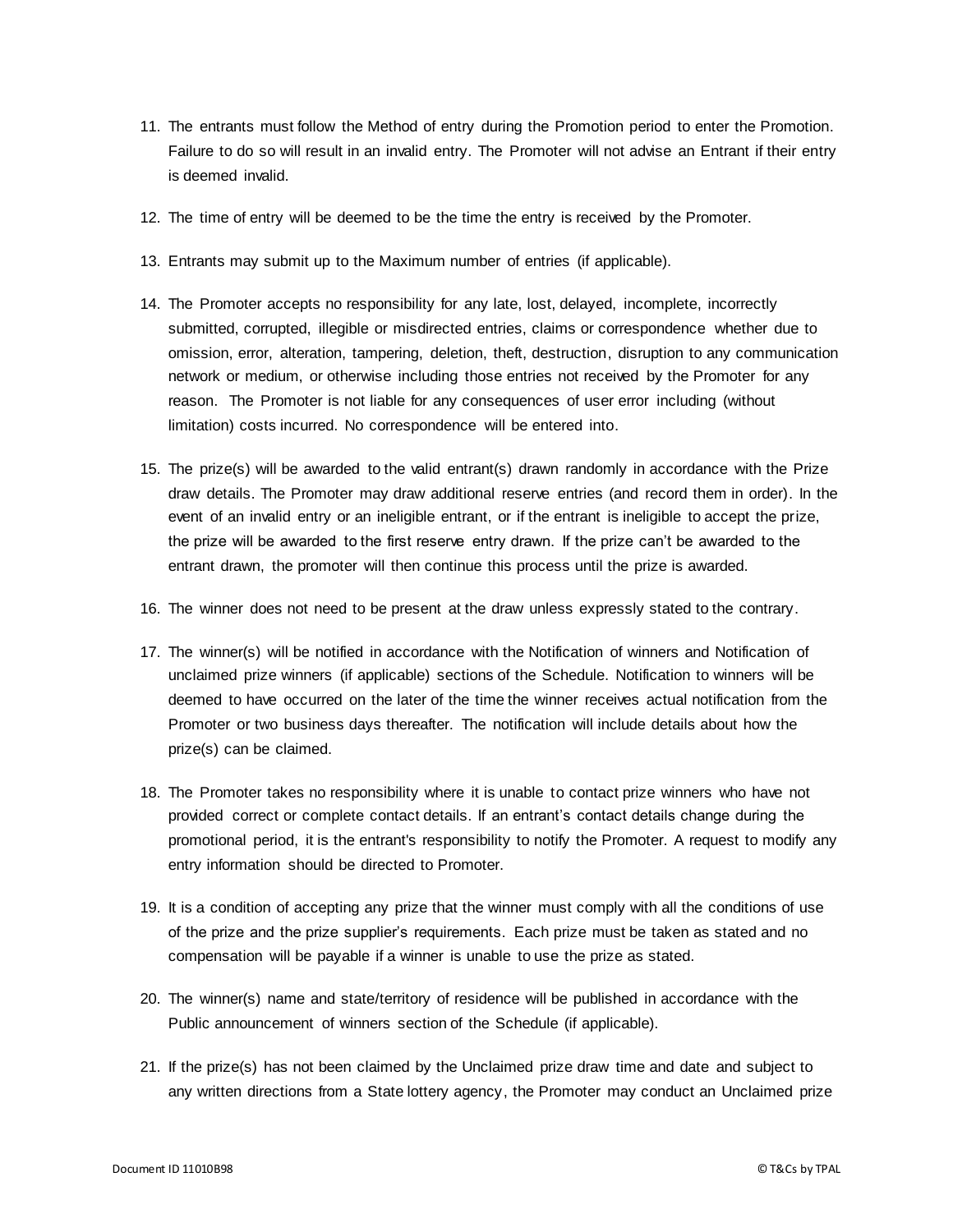11. The entrants must follow the Method of entry during the Promotion period to enter the Promotion. Failure to do so will result in an invalid entry. The Promoter will not advise an Entrant if their entry is deemed invalid.

12. The time of entry will be deemed to be the time the entry is received by the Promoter.

13. Entrants may submit up to the Maximum number of entries (if applicable).

14. The Promoter accepts no responsibility for any late, lost, delayed, incomplete, incorrectly submitted, corrupted, illegible or misdirected entries, claims or correspondence whether due to omission, error, alteration, tampering, deletion, theft, destruction, disruption to any communication network or medium, or otherwise including those entries not received by the Promoter for any reason. The Promoter is not liable for any consequences of user error including (without limitation) costs incurred. No correspondence will be entered into.

15. The prize(s) will be awarded to the valid entrant(s) drawn randomly in accordance with the Prize draw details. The Promoter may draw additional reserve entries (and record them in order). In the event of an invalid entry or an ineligible entrant, or if the entrant is ineligible to accept the prize, the prize will be awarded to the first reserve entry drawn. If the prize can't be awarded to the entrant drawn, the promoter will then continue this process until the prize is awarded.

16. The winner does not need to be present at the draw unless expressly stated to the contrary.

17. The winner(s) will be notified in accordance with the Notification of winners and Notification of unclaimed prize winners (if applicable) sections of the Schedule. Notification to winners will be deemed to have occurred on the later of the time the winner receives actual notification from the Promoter or two business days thereafter. The notification will include details about how the prize(s) can be claimed.

18. The Promoter takes no responsibility where it is unable to contact prize winners who have not provided correct or complete contact details. If an entrant's contact details change during the promotional period, it is the entrant's responsibility to notify the Promoter. A request to modify any entry information should be directed to Promoter.

19. It is a condition of accepting any prize that the winner must comply with all the conditions of use of the prize and the prize supplier's requirements. Each prize must be taken as stated and no compensation will be payable if a winner is unable to use the prize as stated.

20. The winner(s) name and state/territory of residence will be published in accordance with the Public announcement of winners section of the Schedule (if applicable).

21. If the prize(s) has not been claimed by the Unclaimed prize draw time and date and subject to any written directions from a State lottery agency, the Promoter may conduct an Unclaimed prize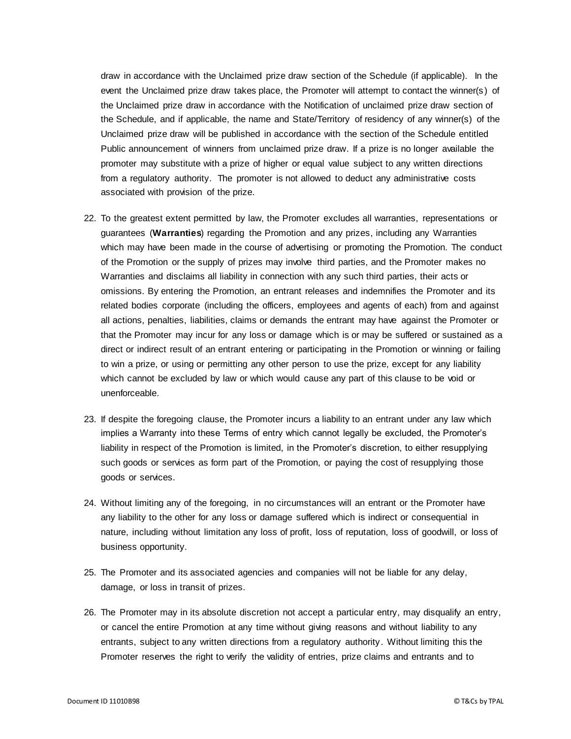draw in accordance with the Unclaimed prize draw section of the Schedule (if applicable). In the event the Unclaimed prize draw takes place, the Promoter will attempt to contact the winner(s) of the Unclaimed prize draw in accordance with the Notification of unclaimed prize draw section of the Schedule, and if applicable, the name and State/Territory of residency of any winner(s) of the Unclaimed prize draw will be published in accordance with the section of the Schedule entitled Public announcement of winners from unclaimed prize draw. If a prize is no longer available the promoter may substitute with a prize of higher or equal value subject to any written directions from a regulatory authority. The promoter is not allowed to deduct any administrative costs associated with provision of the prize.

22. To the greatest extent permitted by law, the Promoter excludes all warranties, representations or guarantees (**Warranties**) regarding the Promotion and any prizes, including any Warranties which may have been made in the course of advertising or promoting the Promotion. The conduct of the Promotion or the supply of prizes may involve third parties, and the Promoter makes no Warranties and disclaims all liability in connection with any such third parties, their acts or omissions. By entering the Promotion, an entrant releases and indemnifies the Promoter and its related bodies corporate (including the officers, employees and agents of each) from and against all actions, penalties, liabilities, claims or demands the entrant may have against the Promoter or that the Promoter may incur for any loss or damage which is or may be suffered or sustained as a direct or indirect result of an entrant entering or participating in the Promotion or winning or failing to win a prize, or using or permitting any other person to use the prize, except for any liability which cannot be excluded by law or which would cause any part of this clause to be void or unenforceable.

23. If despite the foregoing clause, the Promoter incurs a liability to an entrant under any law which implies a Warranty into these Terms of entry which cannot legally be excluded, the Promoter's liability in respect of the Promotion is limited, in the Promoter's discretion, to either resupplying such goods or services as form part of the Promotion, or paying the cost of resupplying those goods or services.

24. Without limiting any of the foregoing, in no circumstances will an entrant or the Promoter have any liability to the other for any loss or damage suffered which is indirect or consequential in nature, including without limitation any loss of profit, loss of reputation, loss of goodwill, or loss of business opportunity.

25. The Promoter and its associated agencies and companies will not be liable for any delay, damage, or loss in transit of prizes.

26. The Promoter may in its absolute discretion not accept a particular entry, may disqualify an entry, or cancel the entire Promotion at any time without giving reasons and without liability to any entrants, subject to any written directions from a regulatory authority. Without limiting this the Promoter reserves the right to verify the validity of entries, prize claims and entrants and to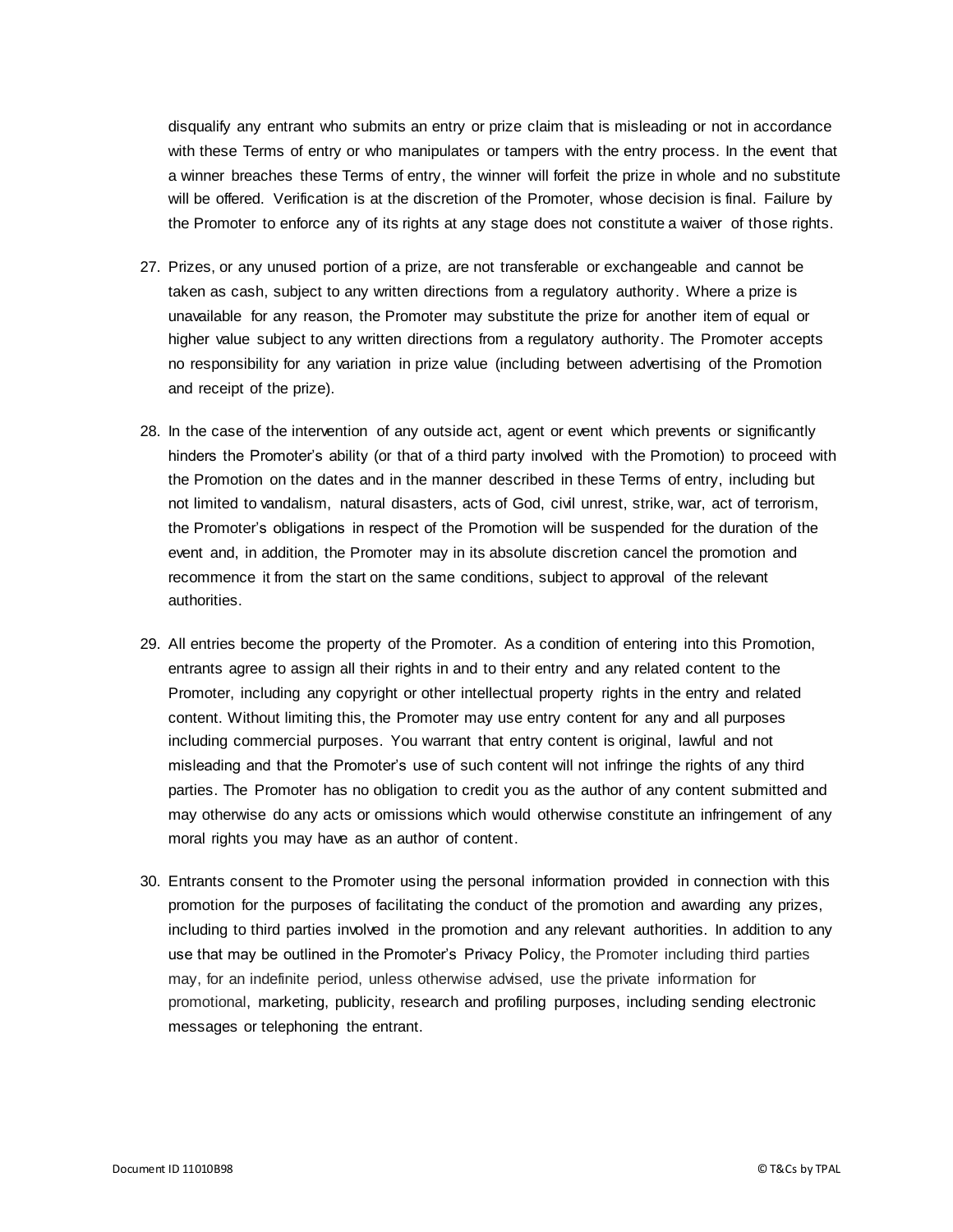disqualify any entrant who submits an entry or prize claim that is misleading or not in accordance with these Terms of entry or who manipulates or tampers with the entry process. In the event that a winner breaches these Terms of entry, the winner will forfeit the prize in whole and no substitute will be offered. Verification is at the discretion of the Promoter, whose decision is final. Failure by the Promoter to enforce any of its rights at any stage does not constitute a waiver of those rights.

27. Prizes, or any unused portion of a prize, are not transferable or exchangeable and cannot be taken as cash, subject to any written directions from a regulatory authority. Where a prize is unavailable for any reason, the Promoter may substitute the prize for another item of equal or higher value subject to any written directions from a regulatory authority. The Promoter accepts no responsibility for any variation in prize value (including between advertising of the Promotion and receipt of the prize).

28. In the case of the intervention of any outside act, agent or event which prevents or significantly hinders the Promoter's ability (or that of a third party involved with the Promotion) to proceed with the Promotion on the dates and in the manner described in these Terms of entry, including but not limited to vandalism, natural disasters, acts of God, civil unrest, strike, war, act of terrorism, the Promoter's obligations in respect of the Promotion will be suspended for the duration of the event and, in addition, the Promoter may in its absolute discretion cancel the promotion and recommence it from the start on the same conditions, subject to approval of the relevant authorities.

29. All entries become the property of the Promoter. As a condition of entering into this Promotion, entrants agree to assign all their rights in and to their entry and any related content to the Promoter, including any copyright or other intellectual property rights in the entry and related content. Without limiting this, the Promoter may use entry content for any and all purposes including commercial purposes. You warrant that entry content is original, lawful and not misleading and that the Promoter's use of such content will not infringe the rights of any third parties. The Promoter has no obligation to credit you as the author of any content submitted and may otherwise do any acts or omissions which would otherwise constitute an infringement of any moral rights you may have as an author of content.

30. Entrants consent to the Promoter using the personal information provided in connection with this promotion for the purposes of facilitating the conduct of the promotion and awarding any prizes, including to third parties involved in the promotion and any relevant authorities. In addition to any use that may be outlined in the Promoter's Privacy Policy, the Promoter including third parties may, for an indefinite period, unless otherwise advised, use the private information for promotional, marketing, publicity, research and profiling purposes, including sending electronic messages or telephoning the entrant.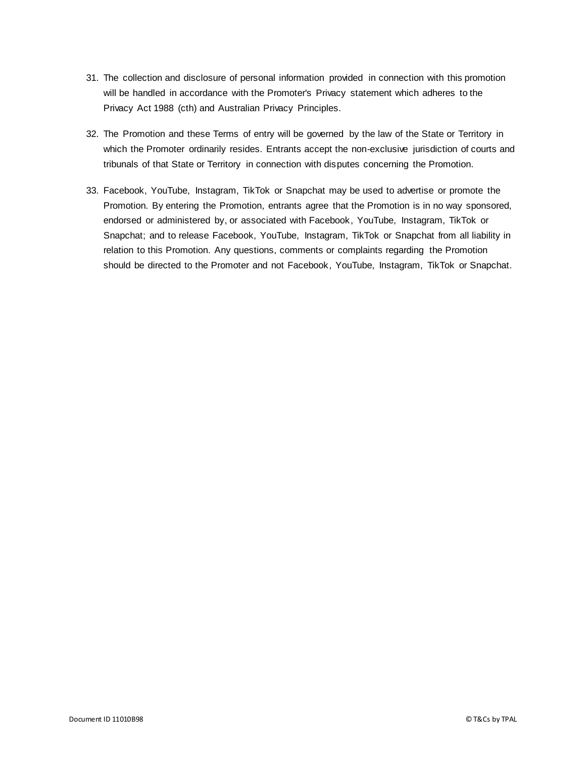31. The collection and disclosure of personal information provided in connection with this promotion will be handled in accordance with the Promoter's Privacy statement which adheres to the Privacy Act 1988 (cth) and Australian Privacy Principles.

32. The Promotion and these Terms of entry will be governed by the law of the State or Territory in which the Promoter ordinarily resides. Entrants accept the non-exclusive jurisdiction of courts and tribunals of that State or Territory in connection with disputes concerning the Promotion.

33. Facebook, YouTube, Instagram, TikTok or Snapchat may be used to advertise or promote the Promotion. By entering the Promotion, entrants agree that the Promotion is in no way sponsored, endorsed or administered by, or associated with Facebook, YouTube, Instagram, TikTok or Snapchat; and to release Facebook, YouTube, Instagram, TikTok or Snapchat from all liability in relation to this Promotion. Any questions, comments or complaints regarding the Promotion should be directed to the Promoter and not Facebook, YouTube, Instagram, TikTok or Snapchat.